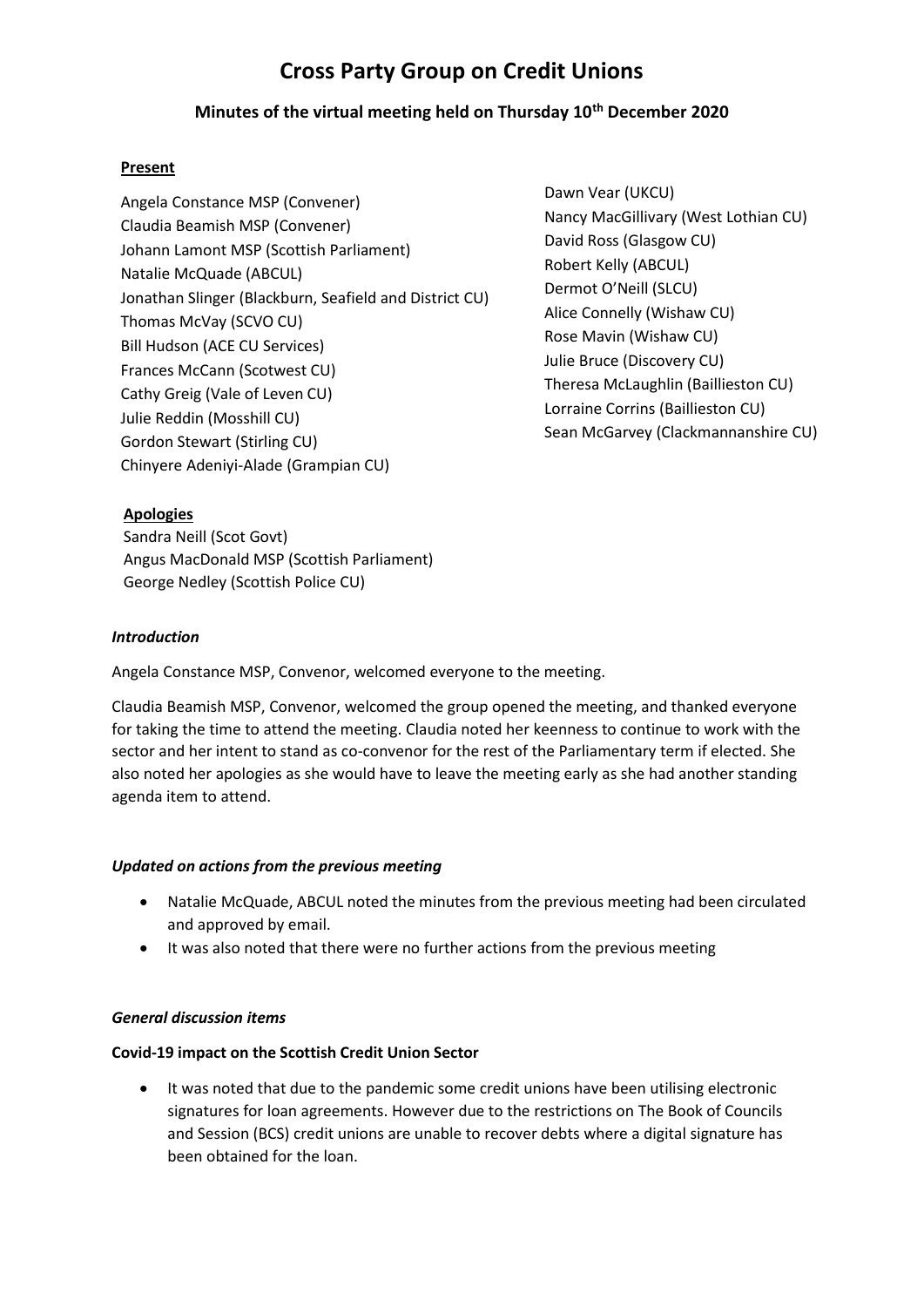# Cross Party Group on Credit Unions

## Minutes of the virtual meeting held on Thursday 10th December 2020

**Present**

Angela Constance MSP (Convener)
Claudia Beamish MSP (Convener)
Johann Lamont MSP (Scottish Parliament)
Natalie McQuade (ABCUL)
Jonathan Slinger (Blackburn, Seafield and District CU)
Thomas McVay (SCVO CU)
Bill Hudson (ACE CU Services)
Frances McCann (Scotwest CU)
Cathy Greig (Vale of Leven CU)
Julie Reddin (Mosshill CU)
Gordon Stewart (Stirling CU)
Chinyere Adeniyi-Alade (Grampian CU)
Dawn Vear (UKCU)
Nancy MacGillivary (West Lothian CU)
David Ross (Glasgow CU)
Robert Kelly (ABCUL)
Dermot O'Neill (SLCU)
Alice Connelly (Wishaw CU)
Rose Mavin (Wishaw CU)
Julie Bruce (Discovery CU)
Theresa McLaughlin (Baillieston CU)
Lorraine Corrins (Baillieston CU)
Sean McGarvey (Clackmannanshire CU)

**Apologies**

Sandra Neill (Scot Govt)
Angus MacDonald MSP (Scottish Parliament)
George Nedley (Scottish Police CU)

### *Introduction*

Angela Constance MSP, Convenor, welcomed everyone to the meeting.

Claudia Beamish MSP, Convenor, welcomed the group opened the meeting, and thanked everyone for taking the time to attend the meeting. Claudia noted her keenness to continue to work with the sector and her intent to stand as co-convenor for the rest of the Parliamentary term if elected. She also noted her apologies as she would have to leave the meeting early as she had another standing agenda item to attend.

### *Updated on actions from the previous meeting*

- Natalie McQuade, ABCUL noted the minutes from the previous meeting had been circulated and approved by email.
- It was also noted that there were no further actions from the previous meeting

### *General discussion items*

**Covid-19 impact on the Scottish Credit Union Sector**

- It was noted that due to the pandemic some credit unions have been utilising electronic signatures for loan agreements. However due to the restrictions on The Book of Councils and Session (BCS) credit unions are unable to recover debts where a digital signature has been obtained for the loan.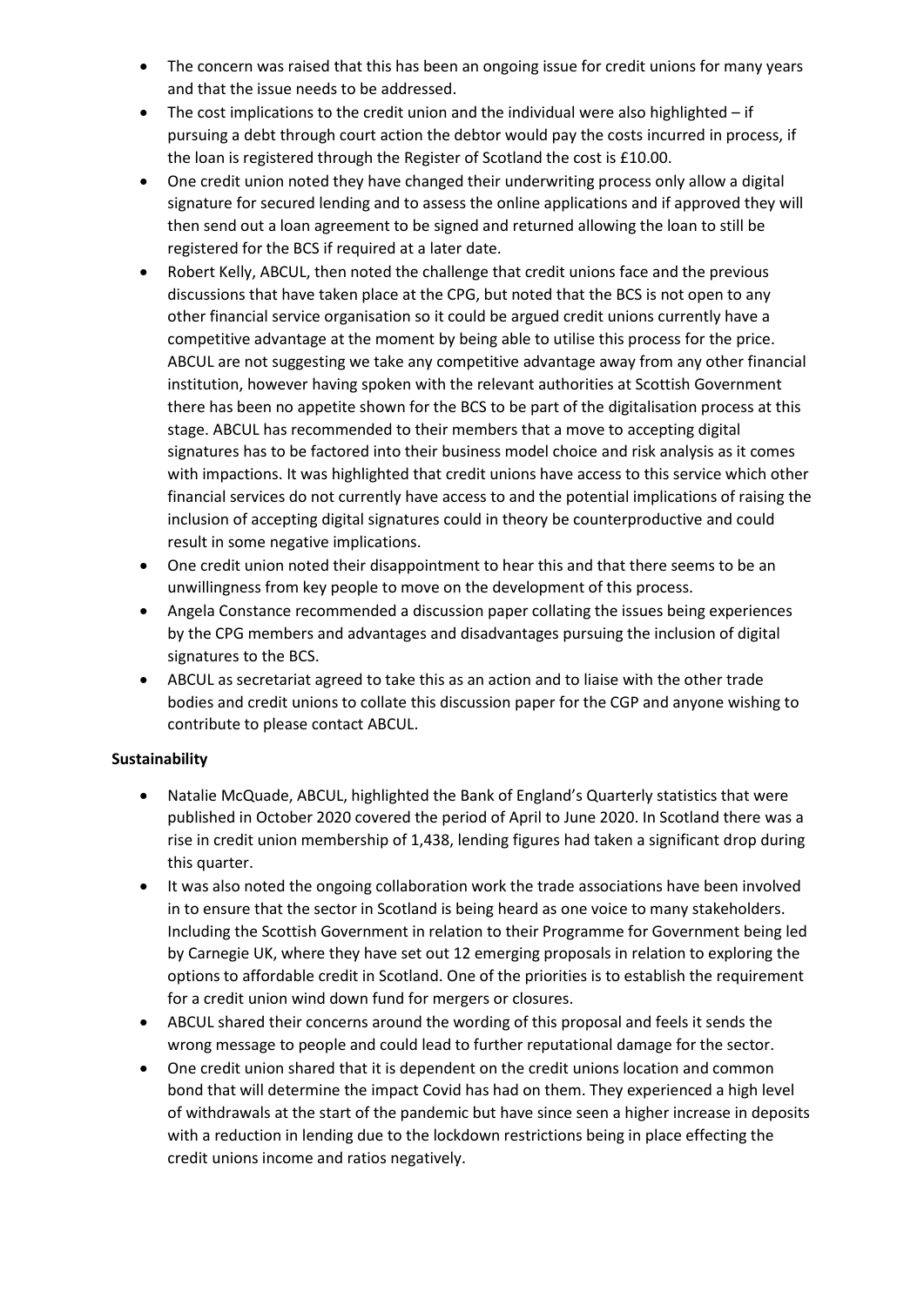- The concern was raised that this has been an ongoing issue for credit unions for many years and that the issue needs to be addressed.
- The cost implications to the credit union and the individual were also highlighted – if pursuing a debt through court action the debtor would pay the costs incurred in process, if the loan is registered through the Register of Scotland the cost is £10.00.
- One credit union noted they have changed their underwriting process only allow a digital signature for secured lending and to assess the online applications and if approved they will then send out a loan agreement to be signed and returned allowing the loan to still be registered for the BCS if required at a later date.
- Robert Kelly, ABCUL, then noted the challenge that credit unions face and the previous discussions that have taken place at the CPG, but noted that the BCS is not open to any other financial service organisation so it could be argued credit unions currently have a competitive advantage at the moment by being able to utilise this process for the price. ABCUL are not suggesting we take any competitive advantage away from any other financial institution, however having spoken with the relevant authorities at Scottish Government there has been no appetite shown for the BCS to be part of the digitalisation process at this stage. ABCUL has recommended to their members that a move to accepting digital signatures has to be factored into their business model choice and risk analysis as it comes with impactions. It was highlighted that credit unions have access to this service which other financial services do not currently have access to and the potential implications of raising the inclusion of accepting digital signatures could in theory be counterproductive and could result in some negative implications.
- One credit union noted their disappointment to hear this and that there seems to be an unwillingness from key people to move on the development of this process.
- Angela Constance recommended a discussion paper collating the issues being experiences by the CPG members and advantages and disadvantages pursuing the inclusion of digital signatures to the BCS.
- ABCUL as secretariat agreed to take this as an action and to liaise with the other trade bodies and credit unions to collate this discussion paper for the CGP and anyone wishing to contribute to please contact ABCUL.

**Sustainability**

- Natalie McQuade, ABCUL, highlighted the Bank of England's Quarterly statistics that were published in October 2020 covered the period of April to June 2020. In Scotland there was a rise in credit union membership of 1,438, lending figures had taken a significant drop during this quarter.
- It was also noted the ongoing collaboration work the trade associations have been involved in to ensure that the sector in Scotland is being heard as one voice to many stakeholders. Including the Scottish Government in relation to their Programme for Government being led by Carnegie UK, where they have set out 12 emerging proposals in relation to exploring the options to affordable credit in Scotland. One of the priorities is to establish the requirement for a credit union wind down fund for mergers or closures.
- ABCUL shared their concerns around the wording of this proposal and feels it sends the wrong message to people and could lead to further reputational damage for the sector.
- One credit union shared that it is dependent on the credit unions location and common bond that will determine the impact Covid has had on them. They experienced a high level of withdrawals at the start of the pandemic but have since seen a higher increase in deposits with a reduction in lending due to the lockdown restrictions being in place effecting the credit unions income and ratios negatively.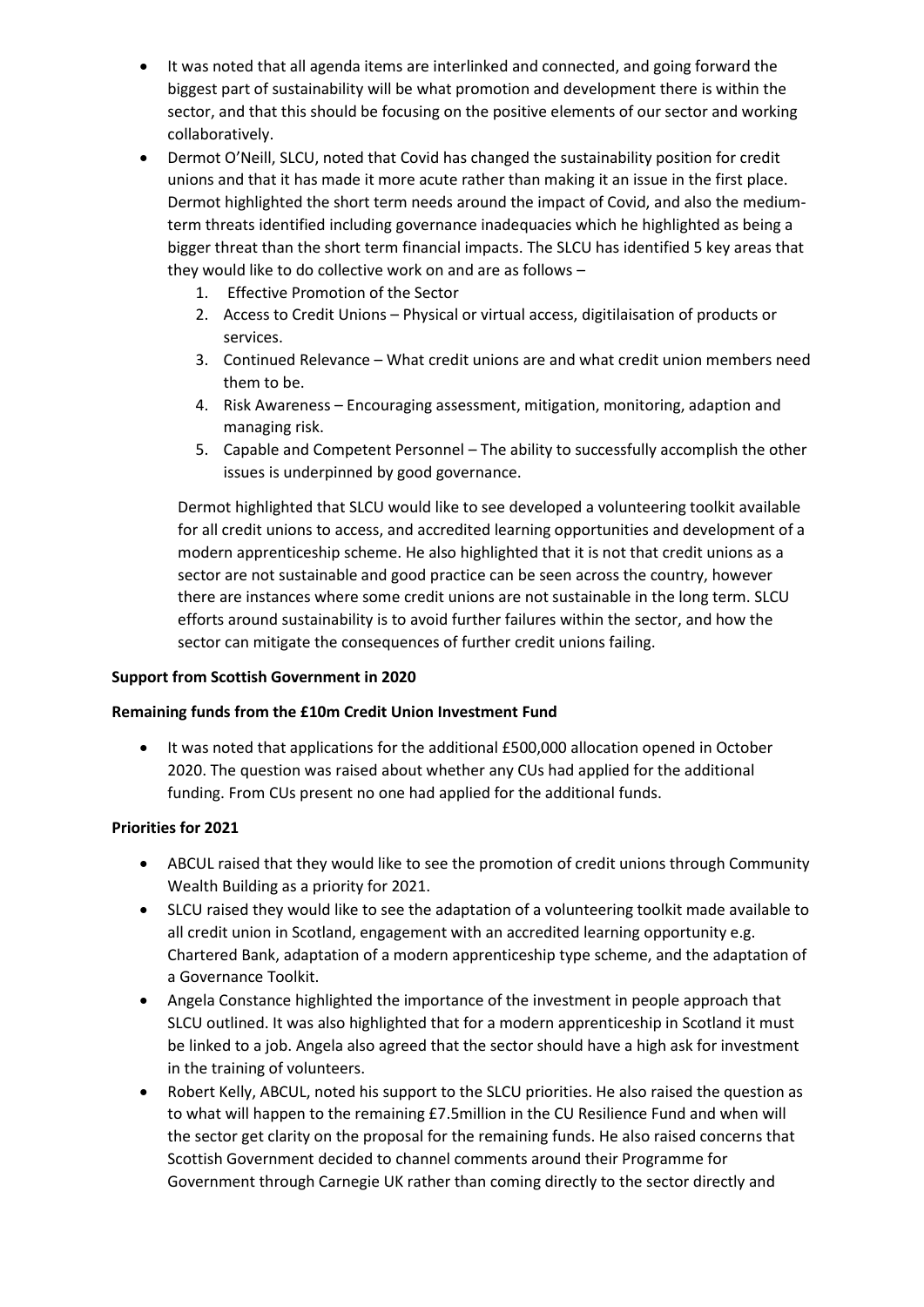- It was noted that all agenda items are interlinked and connected, and going forward the biggest part of sustainability will be what promotion and development there is within the sector, and that this should be focusing on the positive elements of our sector and working collaboratively.
- Dermot O'Neill, SLCU, noted that Covid has changed the sustainability position for credit unions and that it has made it more acute rather than making it an issue in the first place. Dermot highlighted the short term needs around the impact of Covid, and also the medium-term threats identified including governance inadequacies which he highlighted as being a bigger threat than the short term financial impacts. The SLCU has identified 5 key areas that they would like to do collective work on and are as follows –
    1. Effective Promotion of the Sector
    2. Access to Credit Unions – Physical or virtual access, digitilaisation of products or services.
    3. Continued Relevance – What credit unions are and what credit union members need them to be.
    4. Risk Awareness – Encouraging assessment, mitigation, monitoring, adaption and managing risk.
    5. Capable and Competent Personnel – The ability to successfully accomplish the other issues is underpinned by good governance.

  Dermot highlighted that SLCU would like to see developed a volunteering toolkit available for all credit unions to access, and accredited learning opportunities and development of a modern apprenticeship scheme. He also highlighted that it is not that credit unions as a sector are not sustainable and good practice can be seen across the country, however there are instances where some credit unions are not sustainable in the long term. SLCU efforts around sustainability is to avoid further failures within the sector, and how the sector can mitigate the consequences of further credit unions failing.

**Support from Scottish Government in 2020**

**Remaining funds from the £10m Credit Union Investment Fund**

- It was noted that applications for the additional £500,000 allocation opened in October 2020. The question was raised about whether any CUs had applied for the additional funding. From CUs present no one had applied for the additional funds.

**Priorities for 2021**

- ABCUL raised that they would like to see the promotion of credit unions through Community Wealth Building as a priority for 2021.
- SLCU raised they would like to see the adaptation of a volunteering toolkit made available to all credit union in Scotland, engagement with an accredited learning opportunity e.g. Chartered Bank, adaptation of a modern apprenticeship type scheme, and the adaptation of a Governance Toolkit.
- Angela Constance highlighted the importance of the investment in people approach that SLCU outlined. It was also highlighted that for a modern apprenticeship in Scotland it must be linked to a job. Angela also agreed that the sector should have a high ask for investment in the training of volunteers.
- Robert Kelly, ABCUL, noted his support to the SLCU priorities. He also raised the question as to what will happen to the remaining £7.5million in the CU Resilience Fund and when will the sector get clarity on the proposal for the remaining funds. He also raised concerns that Scottish Government decided to channel comments around their Programme for Government through Carnegie UK rather than coming directly to the sector directly and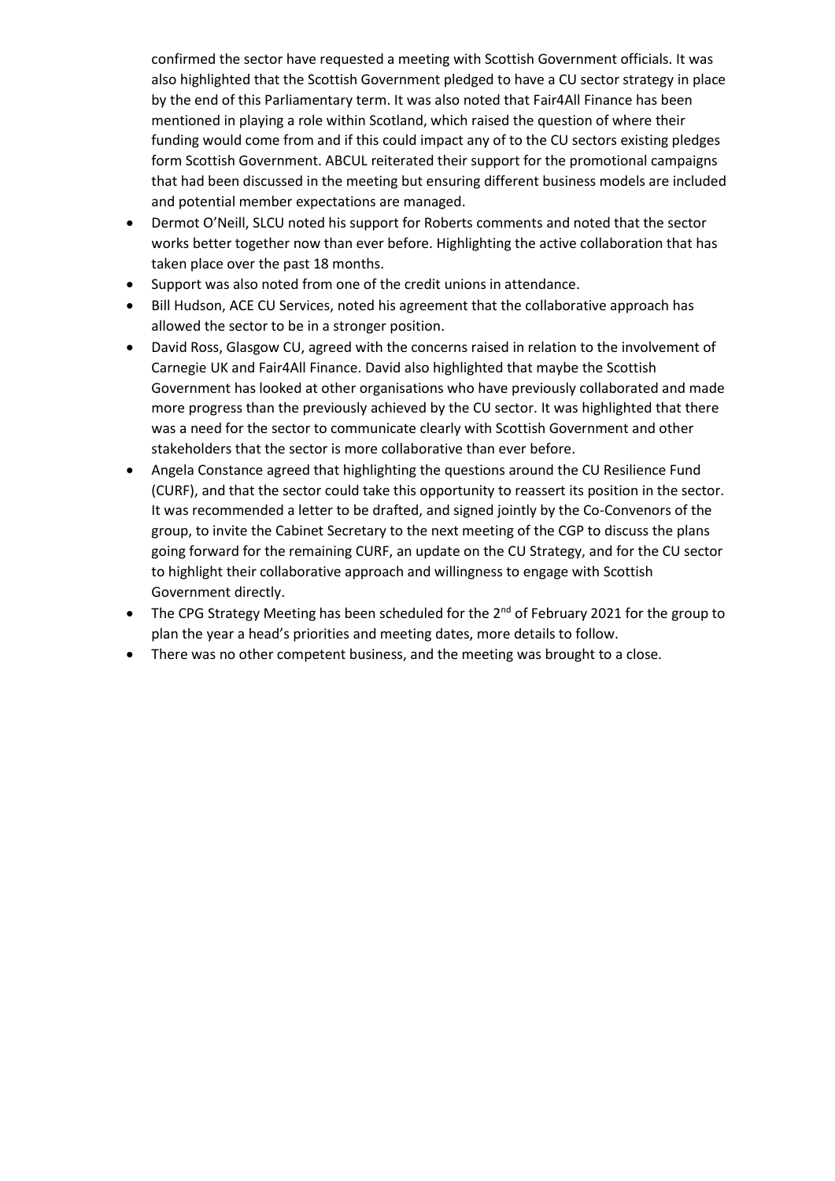confirmed the sector have requested a meeting with Scottish Government officials. It was also highlighted that the Scottish Government pledged to have a CU sector strategy in place by the end of this Parliamentary term. It was also noted that Fair4All Finance has been mentioned in playing a role within Scotland, which raised the question of where their funding would come from and if this could impact any of to the CU sectors existing pledges form Scottish Government. ABCUL reiterated their support for the promotional campaigns that had been discussed in the meeting but ensuring different business models are included and potential member expectations are managed.

- Dermot O'Neill, SLCU noted his support for Roberts comments and noted that the sector works better together now than ever before. Highlighting the active collaboration that has taken place over the past 18 months.
- Support was also noted from one of the credit unions in attendance.
- Bill Hudson, ACE CU Services, noted his agreement that the collaborative approach has allowed the sector to be in a stronger position.
- David Ross, Glasgow CU, agreed with the concerns raised in relation to the involvement of Carnegie UK and Fair4All Finance. David also highlighted that maybe the Scottish Government has looked at other organisations who have previously collaborated and made more progress than the previously achieved by the CU sector. It was highlighted that there was a need for the sector to communicate clearly with Scottish Government and other stakeholders that the sector is more collaborative than ever before.
- Angela Constance agreed that highlighting the questions around the CU Resilience Fund (CURF), and that the sector could take this opportunity to reassert its position in the sector. It was recommended a letter to be drafted, and signed jointly by the Co-Convenors of the group, to invite the Cabinet Secretary to the next meeting of the CGP to discuss the plans going forward for the remaining CURF, an update on the CU Strategy, and for the CU sector to highlight their collaborative approach and willingness to engage with Scottish Government directly.
- The CPG Strategy Meeting has been scheduled for the 2nd of February 2021 for the group to plan the year a head's priorities and meeting dates, more details to follow.
- There was no other competent business, and the meeting was brought to a close.